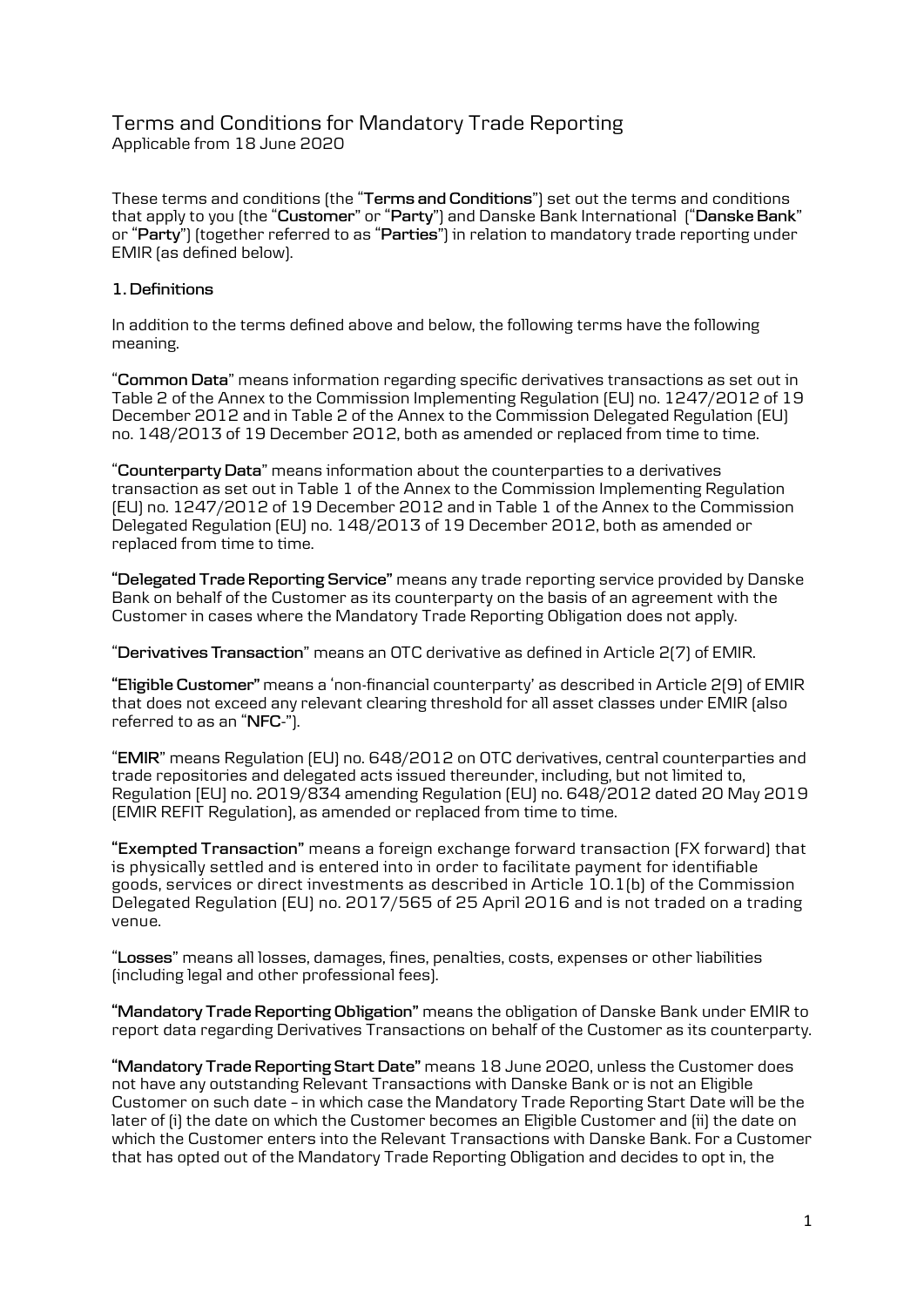# Terms and Conditions for Mandatory Trade Reporting

Applicable from 18 June 2020

These terms and conditions (the "**Terms and Conditions**") set out the terms and conditions that apply to you (the "**Customer**" or "**Party**") and Danske Bank International ("**Danske Bank**" or "**Party**") (together referred to as "**Parties**") in relation to mandatory trade reporting under EMIR (as defined below).

## 1. Definitions

In addition to the terms defined above and below, the following terms have the following meaning.

"**Common Data**" means information regarding specific derivatives transactions as set out in Table 2 of the Annex to the Commission Implementing Regulation (EU) no. 1247/2012 of 19 December 2012 and in Table 2 of the Annex to the Commission Delegated Regulation (EU) no. 148/2013 of 19 December 2012, both as amended or replaced from time to time.

"**Counterparty Data**" means information about the counterparties to a derivatives transaction as set out in Table 1 of the Annex to the Commission Implementing Regulation (EU) no. 1247/2012 of 19 December 2012 and in Table 1 of the Annex to the Commission Delegated Regulation (EU) no. 148/2013 of 19 December 2012, both as amended or replaced from time to time.

**"Delegated Trade Reporting Service"** means any trade reporting service provided by Danske Bank on behalf of the Customer as its counterparty on the basis of an agreement with the Customer in cases where the Mandatory Trade Reporting Obligation does not apply.

"**Derivatives Transaction**" means an OTC derivative as defined in Article 2(7) of EMIR.

**"Eligible Customer"** means a 'non-financial counterparty' as described in Article 2(9) of EMIR that does not exceed any relevant clearing threshold for all asset classes under EMIR (also referred to as an "**NFC-**").

"**EMIR**" means Regulation (EU) no. 648/2012 on OTC derivatives, central counterparties and trade repositories and delegated acts issued thereunder, including, but not limited to, Regulation (EU) no. 2019/834 amending Regulation (EU) no. 648/2012 dated 20 May 2019 (EMIR REFIT Regulation), as amended or replaced from time to time.

**"Exempted Transaction"** means a foreign exchange forward transaction (FX forward) that is physically settled and is entered into in order to facilitate payment for identifiable goods, services or direct investments as described in Article 10.1(b) of the Commission Delegated Regulation (EU) no. 2017/565 of 25 April 2016 and is not traded on a trading venue.

"**Losses**" means all losses, damages, fines, penalties, costs, expenses or other liabilities (including legal and other professional fees).

**"Mandatory Trade Reporting Obligation"** means the obligation of Danske Bank under EMIR to report data regarding Derivatives Transactions on behalf of the Customer as its counterparty.

**"Mandatory Trade Reporting Start Date"** means 18 June 2020, unless the Customer does not have any outstanding Relevant Transactions with Danske Bank or is not an Eligible Customer on such date – in which case the Mandatory Trade Reporting Start Date will be the later of (i) the date on which the Customer becomes an Eligible Customer and (ii) the date on which the Customer enters into the Relevant Transactions with Danske Bank. For a Customer that has opted out of the Mandatory Trade Reporting Obligation and decides to opt in, the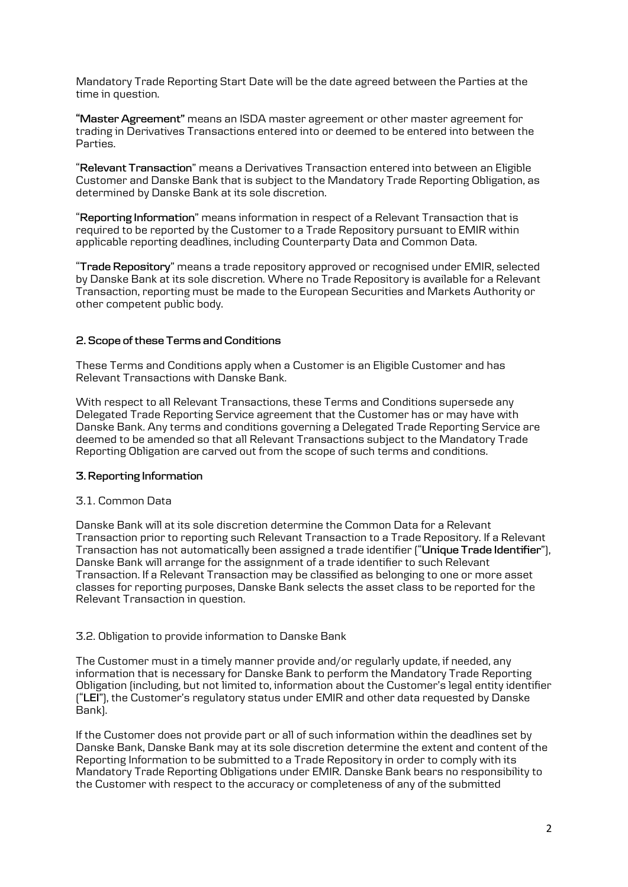Mandatory Trade Reporting Start Date will be the date agreed between the Parties at the time in question.

**"Master Agreement"** means an ISDA master agreement or other master agreement for trading in Derivatives Transactions entered into or deemed to be entered into between the Parties.

"**Relevant Transaction**" means a Derivatives Transaction entered into between an Eligible Customer and Danske Bank that is subject to the Mandatory Trade Reporting Obligation, as determined by Danske Bank at its sole discretion.

"**Reporting Information**" means information in respect of a Relevant Transaction that is required to be reported by the Customer to a Trade Repository pursuant to EMIR within applicable reporting deadlines, including Counterparty Data and Common Data.

"**Trade Repository**" means a trade repository approved or recognised under EMIR, selected by Danske Bank at its sole discretion. Where no Trade Repository is available for a Relevant Transaction, reporting must be made to the European Securities and Markets Authority or other competent public body.

### 2. Scope of these Terms and Conditions

These Terms and Conditions apply when a Customer is an Eligible Customer and has Relevant Transactions with Danske Bank.

With respect to all Relevant Transactions, these Terms and Conditions supersede any Delegated Trade Reporting Service agreement that the Customer has or may have with Danske Bank. Any terms and conditions governing a Delegated Trade Reporting Service are deemed to be amended so that all Relevant Transactions subject to the Mandatory Trade Reporting Obligation are carved out from the scope of such terms and conditions.

### 3. Reporting Information

#### 3.1. Common Data

Danske Bank will at its sole discretion determine the Common Data for a Relevant Transaction prior to reporting such Relevant Transaction to a Trade Repository. If a Relevant Transaction has not automatically been assigned a trade identifier ("**Unique Trade Identifier**"), Danske Bank will arrange for the assignment of a trade identifier to such Relevant Transaction. If a Relevant Transaction may be classified as belonging to one or more asset classes for reporting purposes, Danske Bank selects the asset class to be reported for the Relevant Transaction in question.

#### 3.2. Obligation to provide information to Danske Bank

The Customer must in a timely manner provide and/or regularly update, if needed, any information that is necessary for Danske Bank to perform the Mandatory Trade Reporting Obligation (including, but not limited to, information about the Customer's legal entity identifier ("**LEI**"), the Customer's regulatory status under EMIR and other data requested by Danske Bank).

If the Customer does not provide part or all of such information within the deadlines set by Danske Bank, Danske Bank may at its sole discretion determine the extent and content of the Reporting Information to be submitted to a Trade Repository in order to comply with its Mandatory Trade Reporting Obligations under EMIR. Danske Bank bears no responsibility to the Customer with respect to the accuracy or completeness of any of the submitted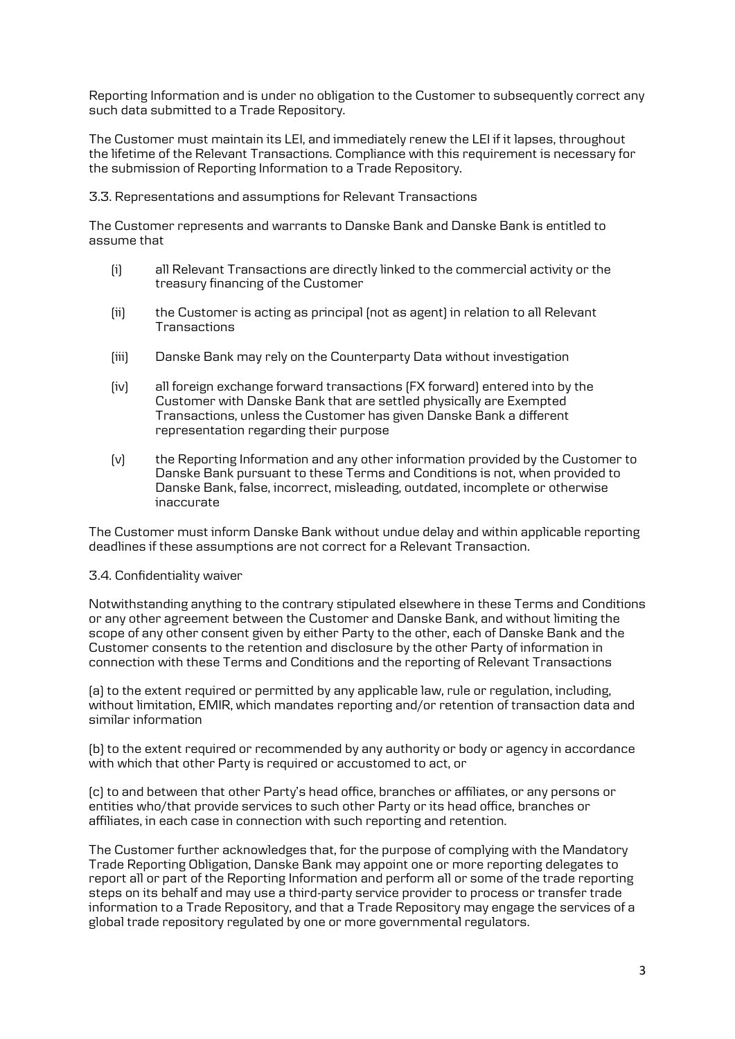Reporting Information and is under no obligation to the Customer to subsequently correct any such data submitted to a Trade Repository.

The Customer must maintain its LEI, and immediately renew the LEI if it lapses, throughout the lifetime of the Relevant Transactions. Compliance with this requirement is necessary for the submission of Reporting Information to a Trade Repository.

### 3.3. Representations and assumptions for Relevant Transactions

The Customer represents and warrants to Danske Bank and Danske Bank is entitled to assume that

- (i) all Relevant Transactions are directly linked to the commercial activity or the treasury financing of the Customer
- (ii) the Customer is acting as principal (not as agent) in relation to all Relevant Transactions
- (iii) Danske Bank may rely on the Counterparty Data without investigation
- (iv) all foreign exchange forward transactions (FX forward) entered into by the Customer with Danske Bank that are settled physically are Exempted Transactions, unless the Customer has given Danske Bank a different representation regarding their purpose
- (v) the Reporting Information and any other information provided by the Customer to Danske Bank pursuant to these Terms and Conditions is not, when provided to Danske Bank, false, incorrect, misleading, outdated, incomplete or otherwise inaccurate

The Customer must inform Danske Bank without undue delay and within applicable reporting deadlines if these assumptions are not correct for a Relevant Transaction.

### 3.4. Confidentiality waiver

Notwithstanding anything to the contrary stipulated elsewhere in these Terms and Conditions or any other agreement between the Customer and Danske Bank, and without limiting the scope of any other consent given by either Party to the other, each of Danske Bank and the Customer consents to the retention and disclosure by the other Party of information in connection with these Terms and Conditions and the reporting of Relevant Transactions

(a) to the extent required or permitted by any applicable law, rule or regulation, including, without limitation, EMIR, which mandates reporting and/or retention of transaction data and similar information

(b) to the extent required or recommended by any authority or body or agency in accordance with which that other Party is required or accustomed to act, or

(c) to and between that other Party's head office, branches or affiliates, or any persons or entities who/that provide services to such other Party or its head office, branches or affiliates, in each case in connection with such reporting and retention.

The Customer further acknowledges that, for the purpose of complying with the Mandatory Trade Reporting Obligation, Danske Bank may appoint one or more reporting delegates to report all or part of the Reporting Information and perform all or some of the trade reporting steps on its behalf and may use a third-party service provider to process or transfer trade information to a Trade Repository, and that a Trade Repository may engage the services of a global trade repository regulated by one or more governmental regulators.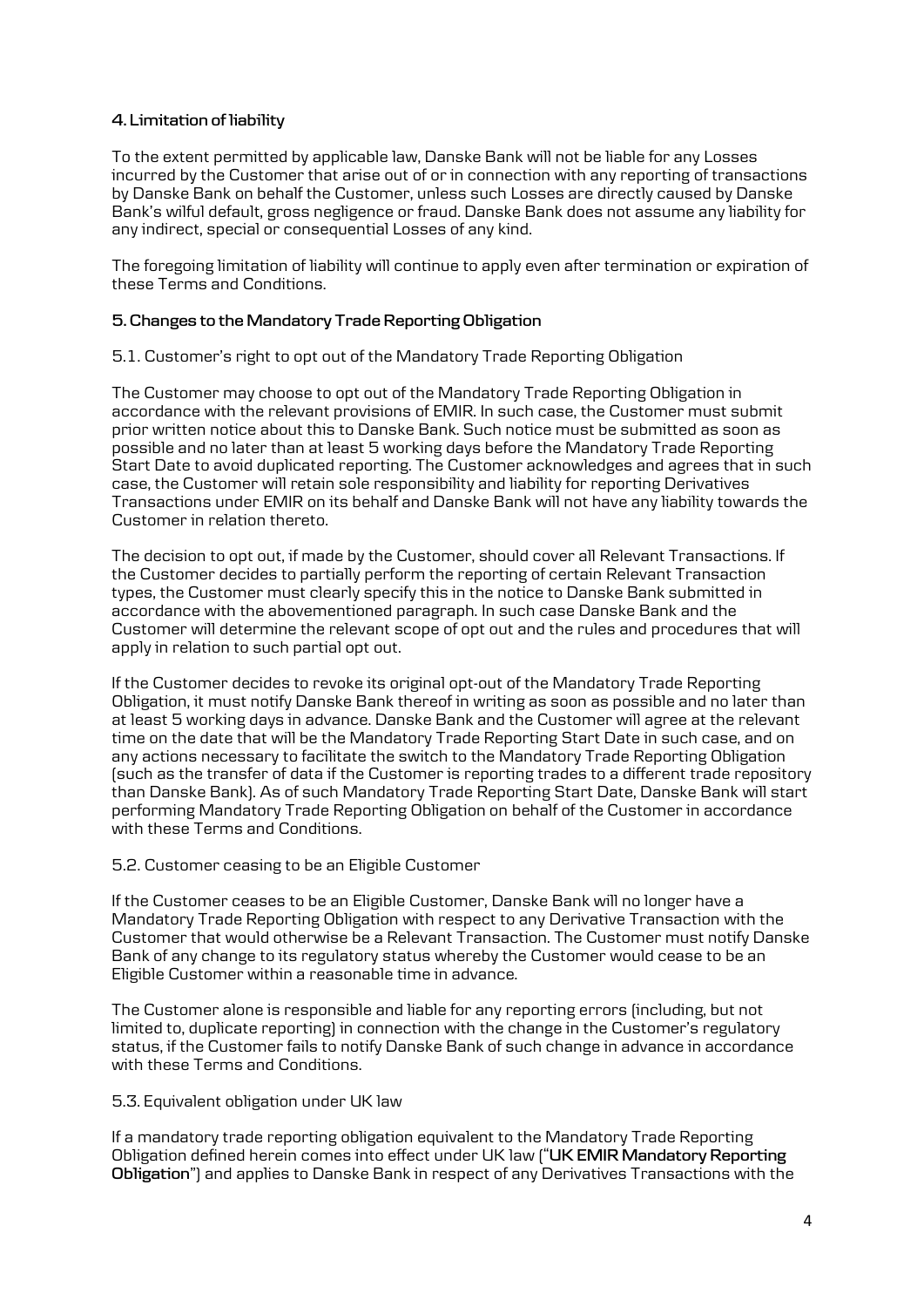### 4. Limitation of liability

To the extent permitted by applicable law, Danske Bank will not be liable for any Losses incurred by the Customer that arise out of or in connection with any reporting of transactions by Danske Bank on behalf the Customer, unless such Losses are directly caused by Danske Bank's wilful default, gross negligence or fraud. Danske Bank does not assume any liability for any indirect, special or consequential Losses of any kind.

The foregoing limitation of liability will continue to apply even after termination or expiration of these Terms and Conditions.

### 5. Changes to the Mandatory Trade Reporting Obligation

5.1. Customer's right to opt out of the Mandatory Trade Reporting Obligation

The Customer may choose to opt out of the Mandatory Trade Reporting Obligation in accordance with the relevant provisions of EMIR. In such case, the Customer must submit prior written notice about this to Danske Bank. Such notice must be submitted as soon as possible and no later than at least 5 working days before the Mandatory Trade Reporting Start Date to avoid duplicated reporting. The Customer acknowledges and agrees that in such case, the Customer will retain sole responsibility and liability for reporting Derivatives Transactions under EMIR on its behalf and Danske Bank will not have any liability towards the Customer in relation thereto.

The decision to opt out, if made by the Customer, should cover all Relevant Transactions. If the Customer decides to partially perform the reporting of certain Relevant Transaction types, the Customer must clearly specify this in the notice to Danske Bank submitted in accordance with the abovementioned paragraph. In such case Danske Bank and the Customer will determine the relevant scope of opt out and the rules and procedures that will apply in relation to such partial opt out.

If the Customer decides to revoke its original opt-out of the Mandatory Trade Reporting Obligation, it must notify Danske Bank thereof in writing as soon as possible and no later than at least 5 working days in advance. Danske Bank and the Customer will agree at the relevant time on the date that will be the Mandatory Trade Reporting Start Date in such case, and on any actions necessary to facilitate the switch to the Mandatory Trade Reporting Obligation (such as the transfer of data if the Customer is reporting trades to a different trade repository than Danske Bank). As of such Mandatory Trade Reporting Start Date, Danske Bank will start performing Mandatory Trade Reporting Obligation on behalf of the Customer in accordance with these Terms and Conditions.

5.2. Customer ceasing to be an Eligible Customer

If the Customer ceases to be an Eligible Customer, Danske Bank will no longer have a Mandatory Trade Reporting Obligation with respect to any Derivative Transaction with the Customer that would otherwise be a Relevant Transaction. The Customer must notify Danske Bank of any change to its regulatory status whereby the Customer would cease to be an Eligible Customer within a reasonable time in advance.

The Customer alone is responsible and liable for any reporting errors (including, but not limited to, duplicate reporting) in connection with the change in the Customer's regulatory status, if the Customer fails to notify Danske Bank of such change in advance in accordance with these Terms and Conditions.

5.3. Equivalent obligation under UK law

If a mandatory trade reporting obligation equivalent to the Mandatory Trade Reporting Obligation defined herein comes into effect under UK law ("**UK EMIR Mandatory Reporting Obligation**") and applies to Danske Bank in respect of any Derivatives Transactions with the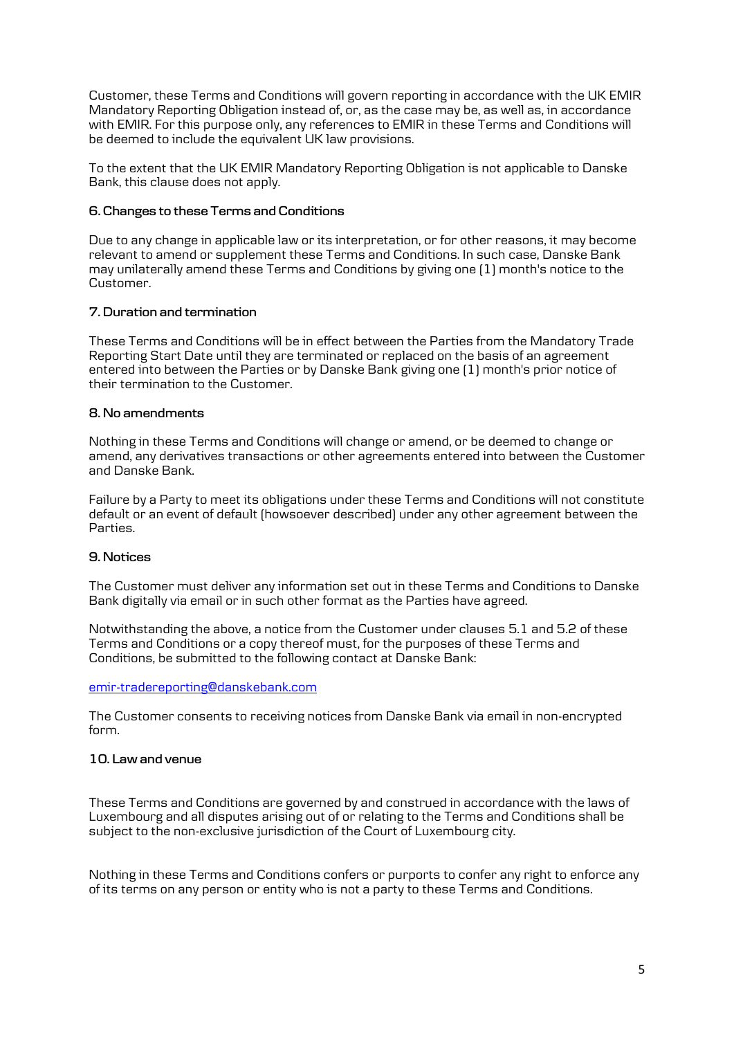Customer, these Terms and Conditions will govern reporting in accordance with the UK EMIR Mandatory Reporting Obligation instead of, or, as the case may be, as well as, in accordance with EMIR. For this purpose only, any references to EMIR in these Terms and Conditions will be deemed to include the equivalent UK law provisions.

To the extent that the UK EMIR Mandatory Reporting Obligation is not applicable to Danske Bank, this clause does not apply.

#### 6. Changes to these Terms and Conditions

Due to any change in applicable law or its interpretation, or for other reasons, it may become relevant to amend or supplement these Terms and Conditions. In such case, Danske Bank may unilaterally amend these Terms and Conditions by giving one (1) month's notice to the Customer.

#### 7. Duration and termination

These Terms and Conditions will be in effect between the Parties from the Mandatory Trade Reporting Start Date until they are terminated or replaced on the basis of an agreement entered into between the Parties or by Danske Bank giving one (1) month's prior notice of their termination to the Customer.

#### 8. No amendments

Nothing in these Terms and Conditions will change or amend, or be deemed to change or amend, any derivatives transactions or other agreements entered into between the Customer and Danske Bank.

Failure by a Party to meet its obligations under these Terms and Conditions will not constitute default or an event of default (howsoever described) under any other agreement between the Parties.

#### 9. Notices

The Customer must deliver any information set out in these Terms and Conditions to Danske Bank digitally via email or in such other format as the Parties have agreed.

Notwithstanding the above, a notice from the Customer under clauses 5.1 and 5.2 of these Terms and Conditions or a copy thereof must, for the purposes of these Terms and Conditions, be submitted to the following contact at Danske Bank:

emir-tradereporting@danskebank.com

The Customer consents to receiving notices from Danske Bank via email in non-encrypted form.

#### 10. Law and venue

These Terms and Conditions are governed by and construed in accordance with the laws of Luxembourg and all disputes arising out of or relating to the Terms and Conditions shall be subject to the non-exclusive jurisdiction of the Court of Luxembourg city.

Nothing in these Terms and Conditions confers or purports to confer any right to enforce any of its terms on any person or entity who is not a party to these Terms and Conditions.